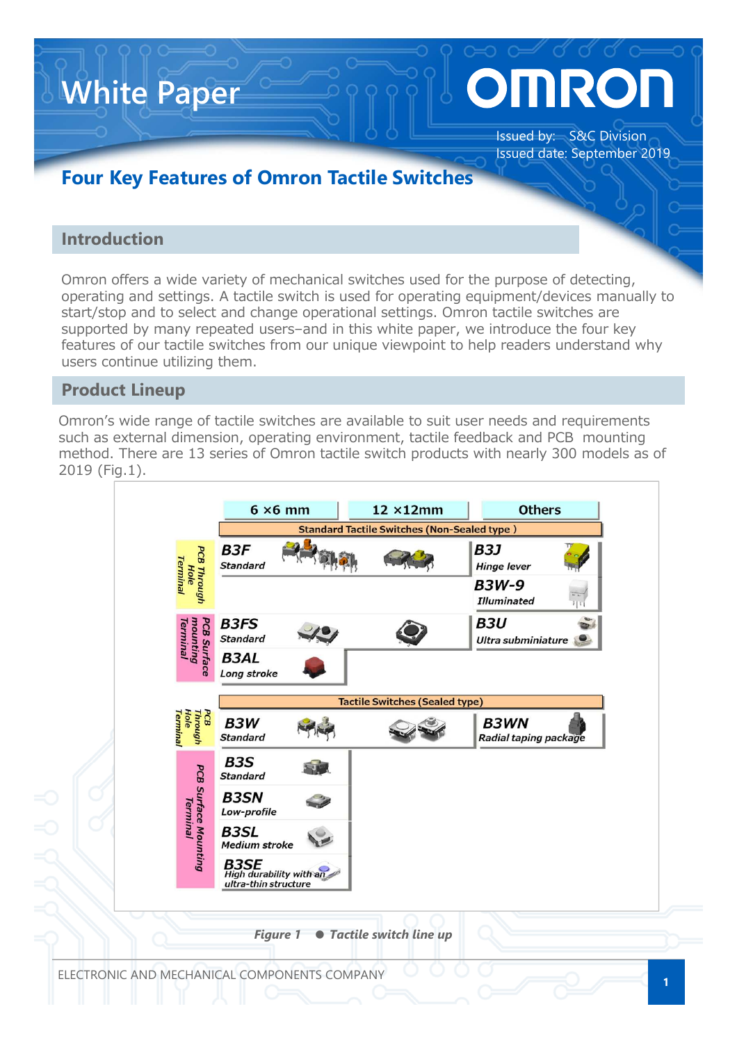# White Paper

Issued by: S&C Division
Issued date: September 2019

## Four Key Features of Omron Tactile Switches

## Introduction

Omron offers a wide variety of mechanical switches used for the purpose of detecting, operating and settings. A tactile switch is used for operating equipment/devices manually to start/stop and to select and change operational settings. Omron tactile switches are supported by many repeated users–and in this white paper, we introduce the four key features of our tactile switches from our unique viewpoint to help readers understand why users continue utilizing them.

## Product Lineup

Omron's wide range of tactile switches are available to suit user needs and requirements such as external dimension, operating environment, tactile feedback and PCB mounting method. There are 13 series of Omron tactile switch products with nearly 300 models as of 2019 (Fig.1).

| | 6 ×6 mm | 12 ×12mm | Others |
|---|---|---|---|
| **Standard Tactile Switches (Non-Sealed type )** | | | |
| PCB Through Hole Terminal | **B3F** *Standard* | | **B3J** *Hinge lever*<br>**B3W-9** *Illuminated* |
| PCB Surface mounting Terminal | **B3FS** *Standard*<br>**B3AL** *Long stroke* | | **B3U** *Ultra subminiature* |
| **Tactile Switches (Sealed type)** | | | |
| PCB Through Hole Terminal | **B3W** *Standard* | | **B3WN** *Radial taping package* |
| PCB Surface Mounting Terminal | **B3S** *Standard*<br>**B3SN** *Low-profile*<br>**B3SL** *Medium stroke*<br>**B3SE** *High durability with an ultra-thin structure* | | |

*Figure 1 ● Tactile switch line up*

ELECTRONIC AND MECHANICAL COMPONENTS COMPANY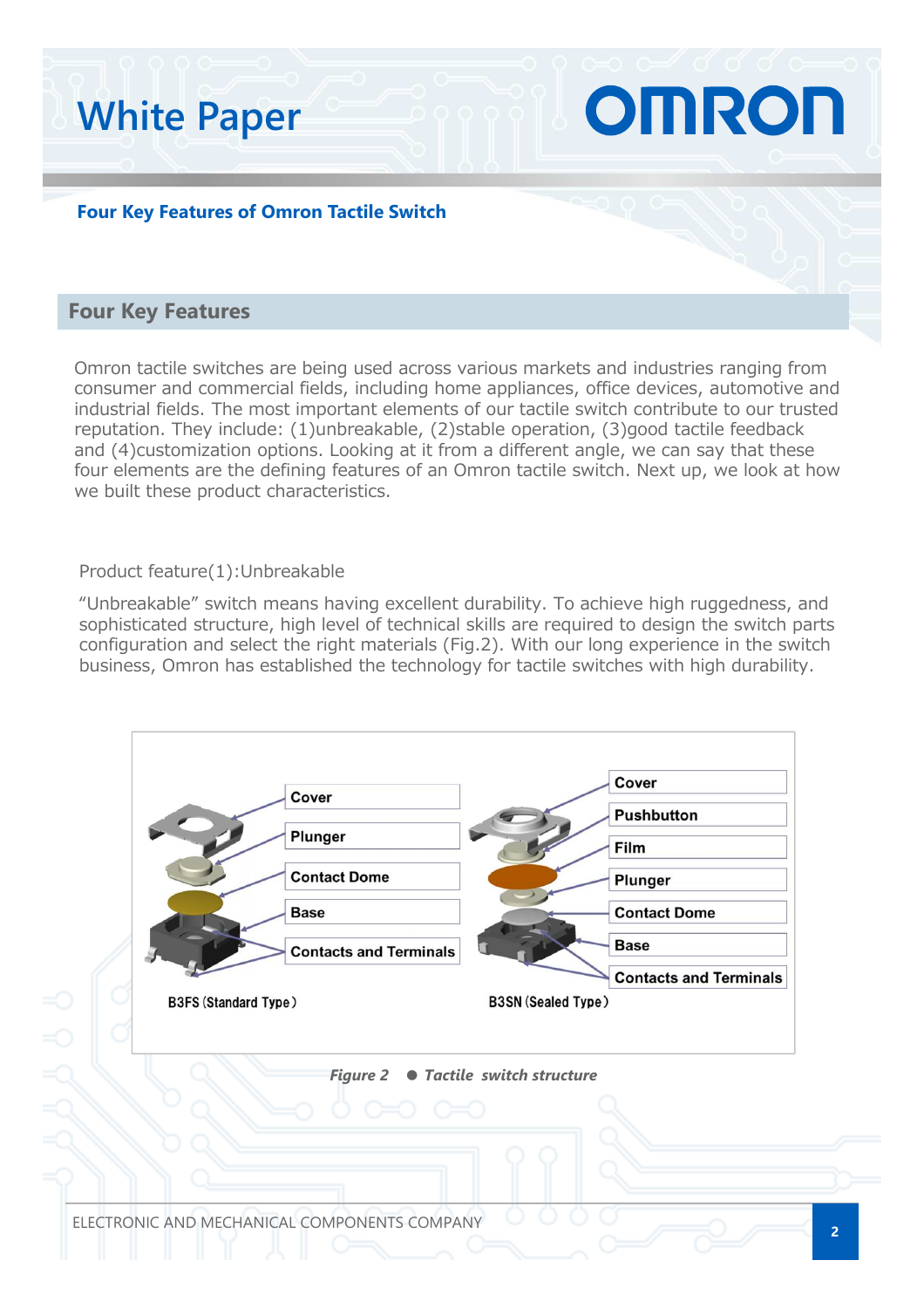## Four Key Features

Omron tactile switches are being used across various markets and industries ranging from consumer and commercial fields, including home appliances, office devices, automotive and industrial fields. The most important elements of our tactile switch contribute to our trusted reputation. They include: (1)unbreakable, (2)stable operation, (3)good tactile feedback and (4)customization options. Looking at it from a different angle, we can say that these four elements are the defining features of an Omron tactile switch. Next up, we look at how we built these product characteristics.

Product feature(1):Unbreakable

"Unbreakable" switch means having excellent durability. To achieve high ruggedness, and sophisticated structure, high level of technical skills are required to design the switch parts configuration and select the right materials (Fig.2). With our long experience in the switch business, Omron has established the technology for tactile switches with high durability.

Cover
Plunger
Contact Dome
Base
Contacts and Terminals

B3FS (Standard Type)

Cover
Pushbutton
Film
Plunger
Contact Dome
Base
Contacts and Terminals

B3SN (Sealed Type)

*Figure 2 ● Tactile switch structure*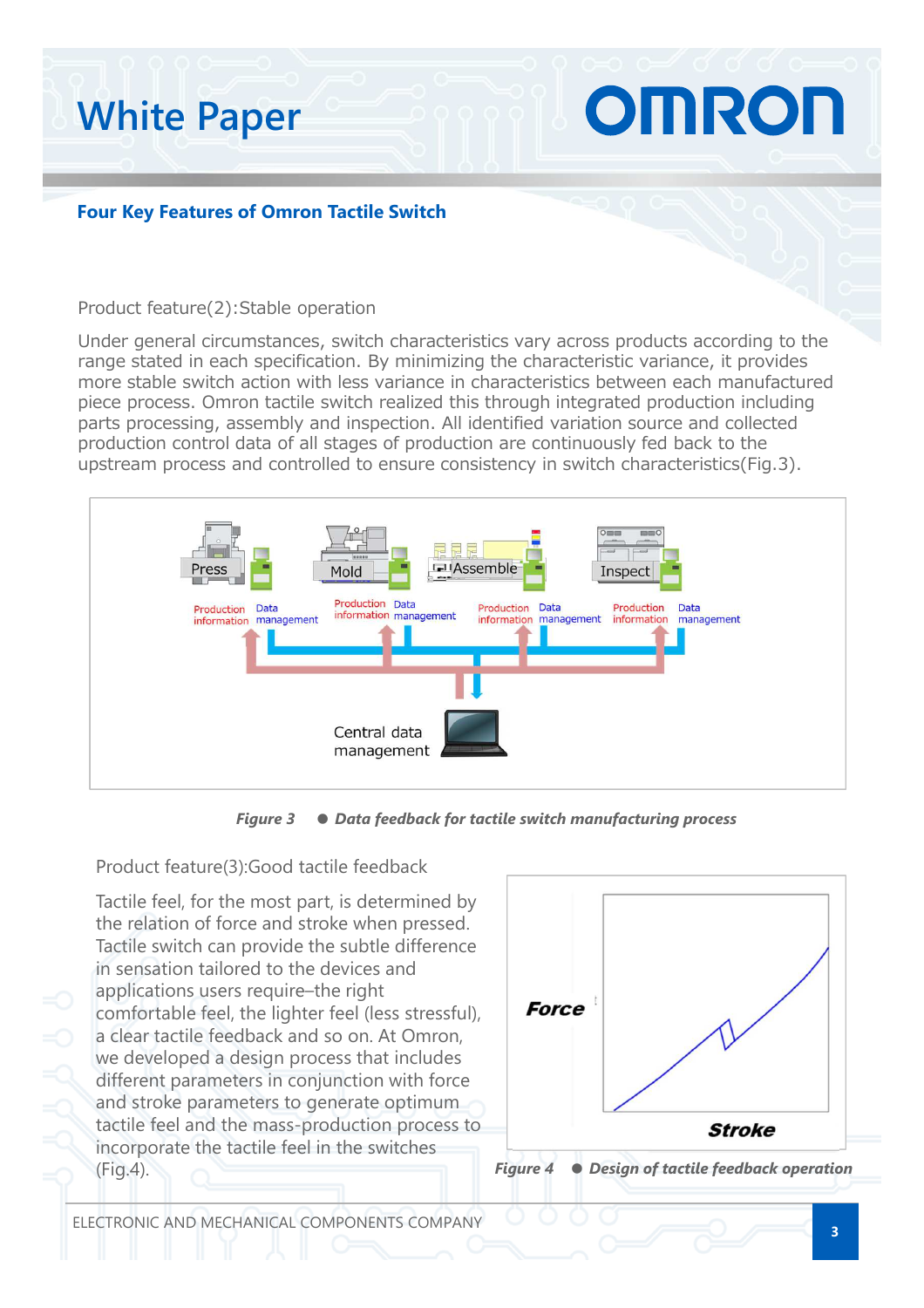## Four Key Features of Omron Tactile Switch

Product feature(2):Stable operation

Under general circumstances, switch characteristics vary across products according to the range stated in each specification. By minimizing the characteristic variance, it provides more stable switch action with less variance in characteristics between each manufactured piece process. Omron tactile switch realized this through integrated production including parts processing, assembly and inspection. All identified variation source and collected production control data of all stages of production are continuously fed back to the upstream process and controlled to ensure consistency in switch characteristics(Fig.3).

***Figure 3 ● Data feedback for tactile switch manufacturing process***

Product feature(3):Good tactile feedback

Tactile feel, for the most part, is determined by the relation of force and stroke when pressed. Tactile switch can provide the subtle difference in sensation tailored to the devices and applications users require–the right comfortable feel, the lighter feel (less stressful), a clear tactile feedback and so on. At Omron, we developed a design process that includes different parameters in conjunction with force and stroke parameters to generate optimum tactile feel and the mass-production process to incorporate the tactile feel in the switches (Fig.4).

***Figure 4 ● Design of tactile feedback operation***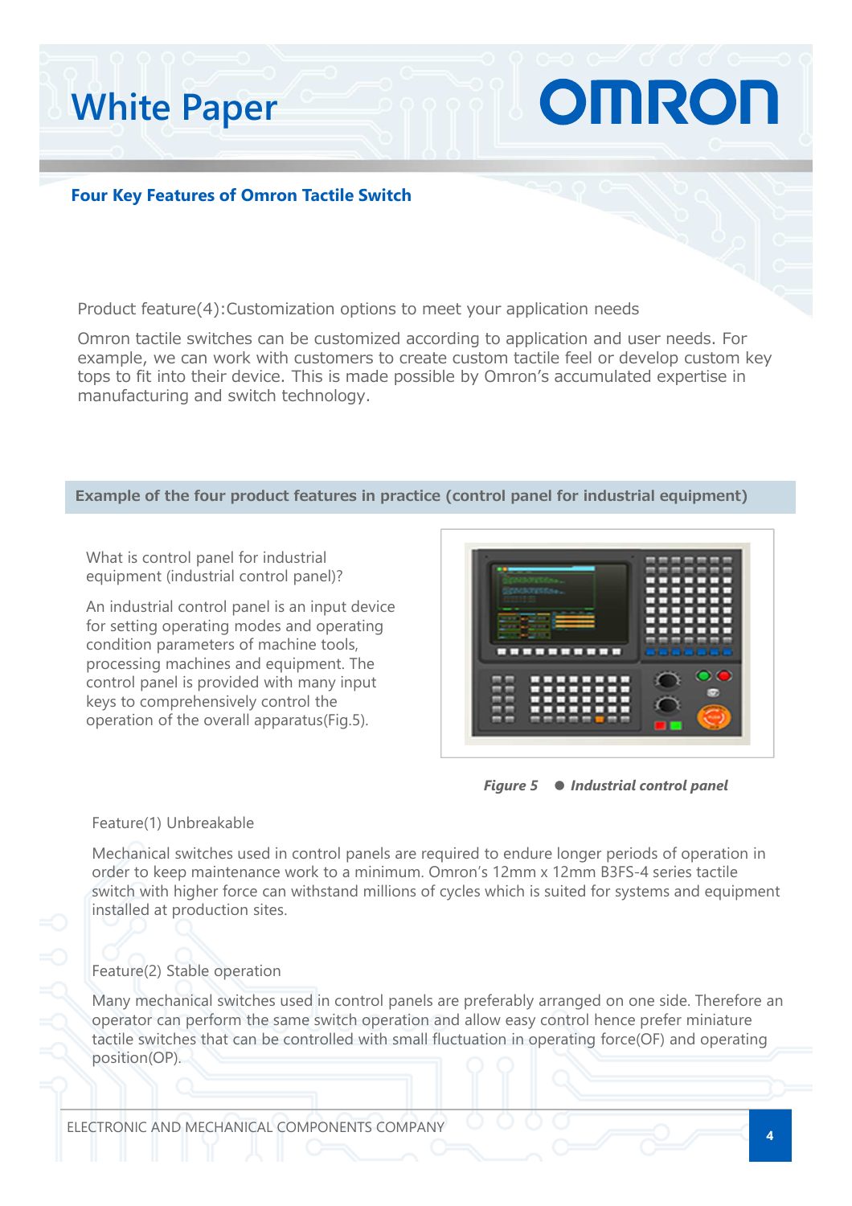## Four Key Features of Omron Tactile Switch

Product feature(4):Customization options to meet your application needs

Omron tactile switches can be customized according to application and user needs. For example, we can work with customers to create custom tactile feel or develop custom key tops to fit into their device. This is made possible by Omron's accumulated expertise in manufacturing and switch technology.

### Example of the four product features in practice (control panel for industrial equipment)

What is control panel for industrial equipment (industrial control panel)?

An industrial control panel is an input device for setting operating modes and operating condition parameters of machine tools, processing machines and equipment. The control panel is provided with many input keys to comprehensively control the operation of the overall apparatus(Fig.5).

***Figure 5 ● Industrial control panel***

Feature(1) Unbreakable

Mechanical switches used in control panels are required to endure longer periods of operation in order to keep maintenance work to a minimum. Omron's 12mm x 12mm B3FS-4 series tactile switch with higher force can withstand millions of cycles which is suited for systems and equipment installed at production sites.

Feature(2) Stable operation

Many mechanical switches used in control panels are preferably arranged on one side. Therefore an operator can perform the same switch operation and allow easy control hence prefer miniature tactile switches that can be controlled with small fluctuation in operating force(OF) and operating position(OP).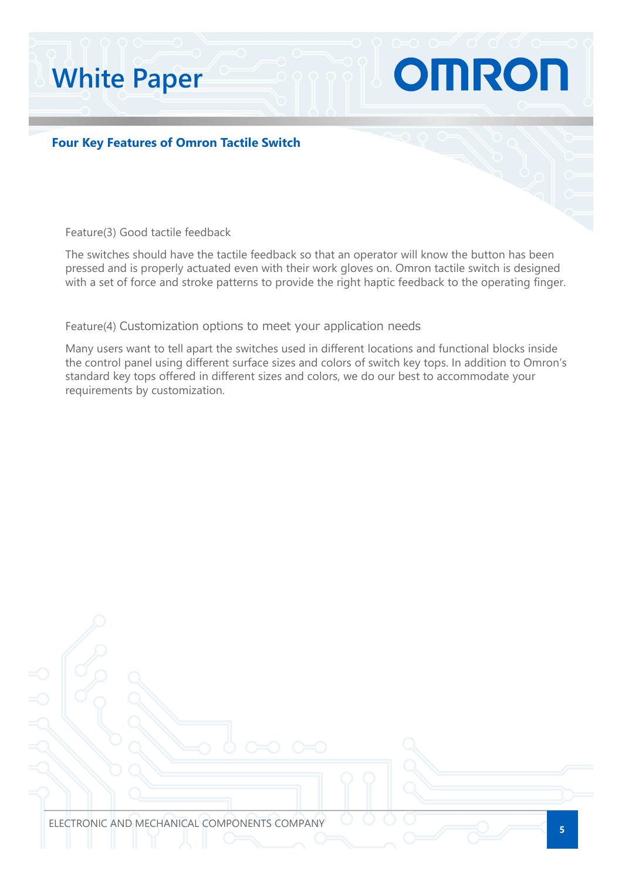## Four Key Features of Omron Tactile Switch

### Feature(3) Good tactile feedback

The switches should have the tactile feedback so that an operator will know the button has been pressed and is properly actuated even with their work gloves on. Omron tactile switch is designed with a set of force and stroke patterns to provide the right haptic feedback to the operating finger.

### Feature(4) Customization options to meet your application needs

Many users want to tell apart the switches used in different locations and functional blocks inside the control panel using different surface sizes and colors of switch key tops. In addition to Omron's standard key tops offered in different sizes and colors, we do our best to accommodate your requirements by customization.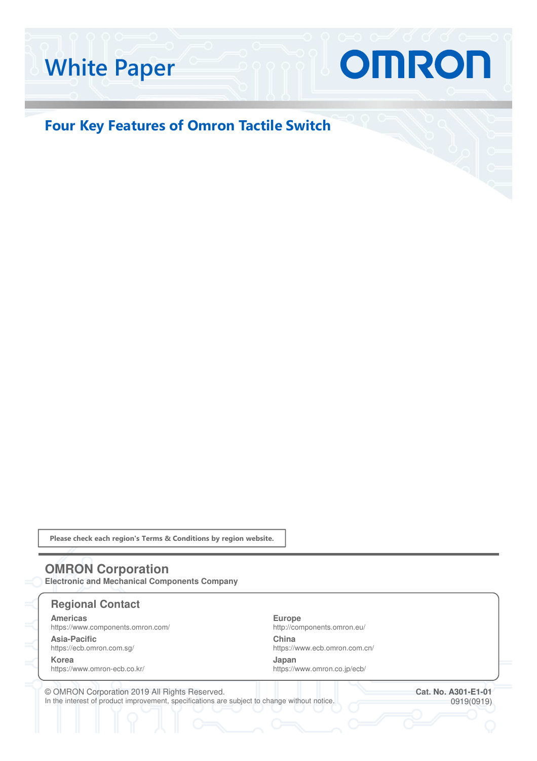# White Paper

OMRON

## Four Key Features of Omron Tactile Switch

**Please check each region's Terms & Conditions by region website.**

## OMRON Corporation

**Electronic and Mechanical Components Company**

### Regional Contact

**Americas**
https://www.components.omron.com/

**Asia-Pacific**
https://ecb.omron.com.sg/

**Korea**
https://www.omron-ecb.co.kr/

**Europe**
http://components.omron.eu/

**China**
https://www.ecb.omron.com.cn/

**Japan**
https://www.omron.co.jp/ecb/

© OMRON Corporation 2019 All Rights Reserved.
In the interest of product improvement, specifications are subject to change without notice.

**Cat. No. A301-E1-01**
0919(0919)